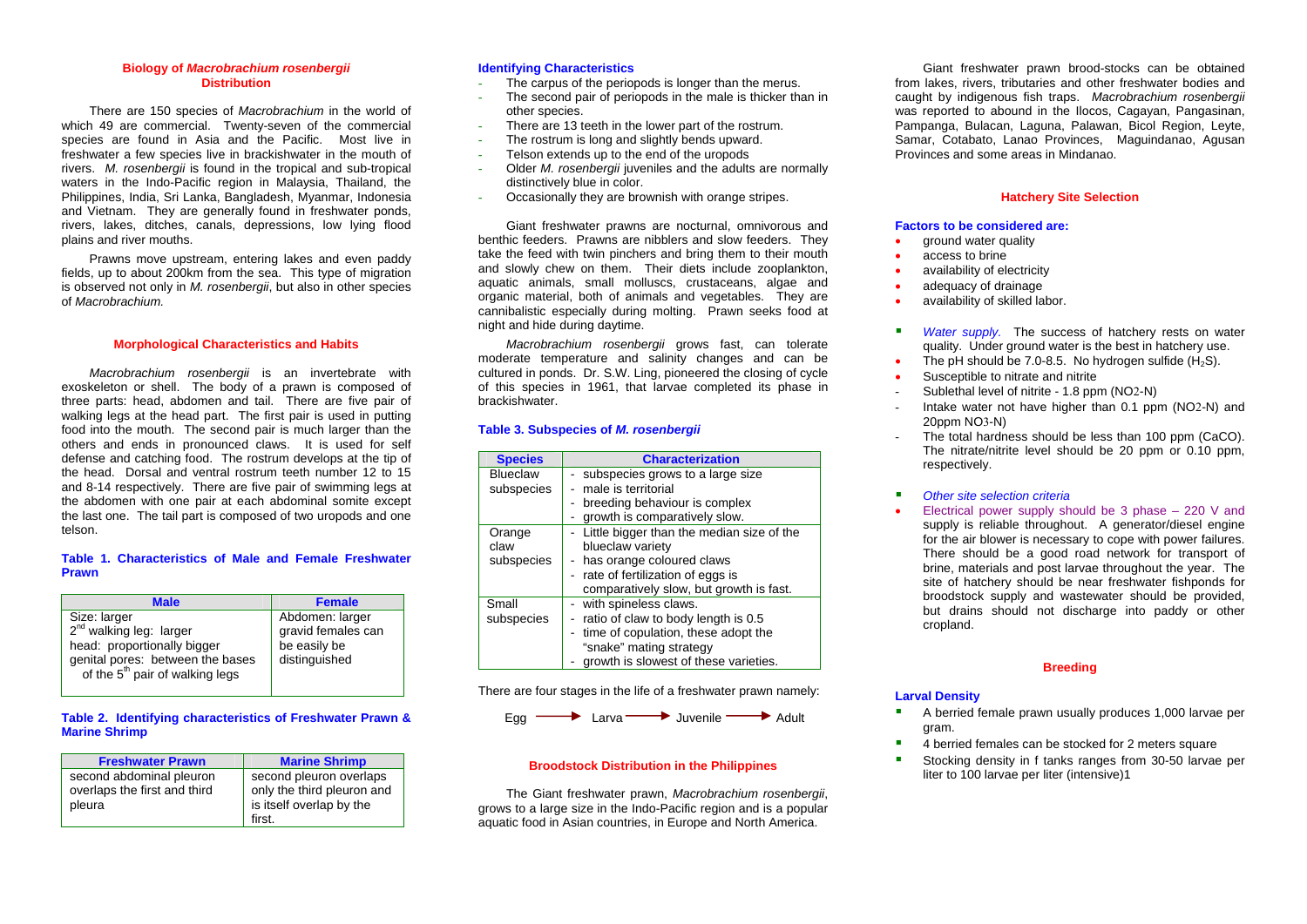## Biology of *Macrobrachium rosenbergii*
## Distribution

There are 150 species of *Macrobrachium* in the world of which 49 are commercial. Twenty-seven of the commercial species are found in Asia and the Pacific. Most live in freshwater a few species live in brackishwater in the mouth of rivers. *M. rosenbergii* is found in the tropical and sub-tropical waters in the Indo-Pacific region in Malaysia, Thailand, the Philippines, India, Sri Lanka, Bangladesh, Myanmar, Indonesia and Vietnam. They are generally found in freshwater ponds, rivers, lakes, ditches, canals, depressions, low lying flood plains and river mouths.

Prawns move upstream, entering lakes and even paddy fields, up to about 200km from the sea. This type of migration is observed not only in *M. rosenbergii*, but also in other species of *Macrobrachium.*

## Morphological Characteristics and Habits

*Macrobrachium rosenbergii* is an invertebrate with exoskeleton or shell. The body of a prawn is composed of three parts: head, abdomen and tail. There are five pair of walking legs at the head part. The first pair is used in putting food into the mouth. The second pair is much larger than the others and ends in pronounced claws. It is used for self defense and catching food. The rostrum develops at the tip of the head. Dorsal and ventral rostrum teeth number 12 to 15 and 8-14 respectively. There are five pair of swimming legs at the abdomen with one pair at each abdominal somite except the last one. The tail part is composed of two uropods and one telson.

**Table 1. Characteristics of Male and Female Freshwater Prawn**

| Male | Female |
|---|---|
| Size: larger<br>2nd walking leg: larger<br>head: proportionally bigger<br>genital pores: between the bases of the 5th pair of walking legs | Abdomen: larger<br>gravid females can be easily be distinguished |

**Table 2. Identifying characteristics of Freshwater Prawn & Marine Shrimp**

| Freshwater Prawn | Marine Shrimp |
|---|---|
| second abdominal pleuron overlaps the first and third pleura | second pleuron overlaps only the third pleuron and is itself overlap by the first. |

### Identifying Characteristics

- The carpus of the periopods is longer than the merus.
- The second pair of periopods in the male is thicker than in other species.
- There are 13 teeth in the lower part of the rostrum.
- The rostrum is long and slightly bends upward.
- Telson extends up to the end of the uropods
- Older *M. rosenbergii* juveniles and the adults are normally distinctively blue in color.
- Occasionally they are brownish with orange stripes.

Giant freshwater prawns are nocturnal, omnivorous and benthic feeders. Prawns are nibblers and slow feeders. They take the feed with twin pinchers and bring them to their mouth and slowly chew on them. Their diets include zooplankton, aquatic animals, small molluscs, crustaceans, algae and organic material, both of animals and vegetables. They are cannibalistic especially during molting. Prawn seeks food at night and hide during daytime.

*Macrobrachium rosenbergii* grows fast, can tolerate moderate temperature and salinity changes and can be cultured in ponds. Dr. S.W. Ling, pioneered the closing of cycle of this species in 1961, that larvae completed its phase in brackishwater.

**Table 3. Subspecies of *M. rosenbergii***

| Species | Characterization |
|---|---|
| Blueclaw subspecies | - subspecies grows to a large size<br>- male is territorial<br>- breeding behaviour is complex<br>- growth is comparatively slow. |
| Orange claw subspecies | - Little bigger than the median size of the blueclaw variety<br>- has orange coloured claws<br>- rate of fertilization of eggs is comparatively slow, but growth is fast. |
| Small subspecies | - with spineless claws.<br>- ratio of claw to body length is 0.5<br>- time of copulation, these adopt the "snake" mating strategy<br>- growth is slowest of these varieties. |

There are four stages in the life of a freshwater prawn namely:

Egg → Larva → Juvenile → Adult

## Broodstock Distribution in the Philippines

The Giant freshwater prawn, *Macrobrachium rosenbergii*, grows to a large size in the Indo-Pacific region and is a popular aquatic food in Asian countries, in Europe and North America.

Giant freshwater prawn brood-stocks can be obtained from lakes, rivers, tributaries and other freshwater bodies and caught by indigenous fish traps. *Macrobrachium rosenbergii* was reported to abound in the Ilocos, Cagayan, Pangasinan, Pampanga, Bulacan, Laguna, Palawan, Bicol Region, Leyte, Samar, Cotabato, Lanao Provinces, Maguindanao, Agusan Provinces and some areas in Mindanao.

## Hatchery Site Selection

### Factors to be considered are:

- ground water quality
- access to brine
- availability of electricity
- adequacy of drainage
- availability of skilled labor.

- *Water supply.* The success of hatchery rests on water quality. Under ground water is the best in hatchery use.
- The pH should be 7.0-8.5. No hydrogen sulfide ($H_2S$).
- Susceptible to nitrate and nitrite
- Sublethal level of nitrite - 1.8 ppm (NO2-N)
- Intake water not have higher than 0.1 ppm (NO2-N) and 20ppm NO3-N)
- The total hardness should be less than 100 ppm (CaCO). The nitrate/nitrite level should be 20 ppm or 0.10 ppm, respectively.

- *Other site selection criteria*
- Electrical power supply should be 3 phase – 220 V and supply is reliable throughout. A generator/diesel engine for the air blower is necessary to cope with power failures. There should be a good road network for transport of brine, materials and post larvae throughout the year. The site of hatchery should be near freshwater fishponds for broodstock supply and wastewater should be provided, but drains should not discharge into paddy or other cropland.

## Breeding

### Larval Density

- A berried female prawn usually produces 1,000 larvae per gram.
- 4 berried females can be stocked for 2 meters square
- Stocking density in f tanks ranges from 30-50 larvae per liter to 100 larvae per liter (intensive)1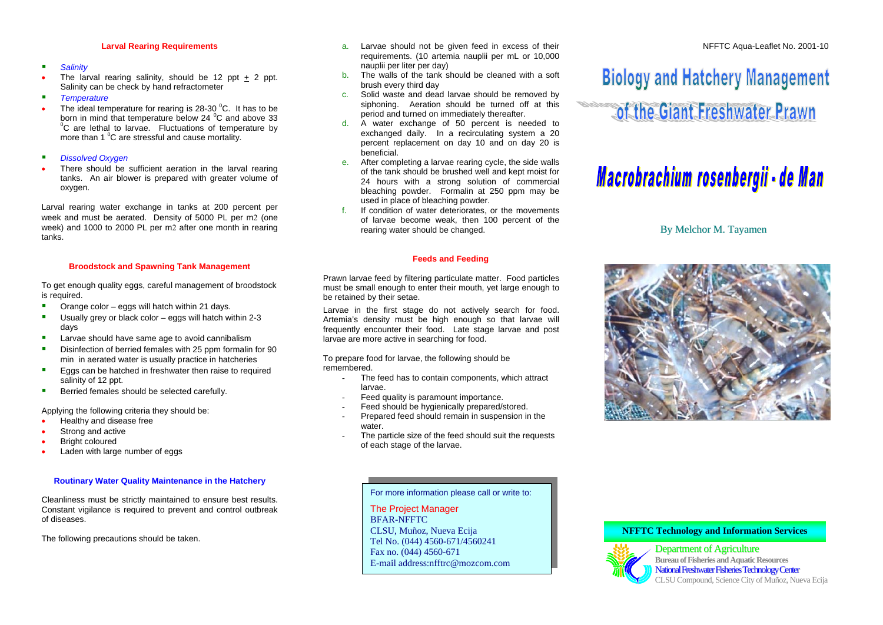### Larval Rearing Requirements

- *Salinity*
- The larval rearing salinity, should be 12 ppt ± 2 ppt. Salinity can be check by hand refractometer
- *Temperature*
- The ideal temperature for rearing is 28-30 $^0$C. It has to be born in mind that temperature below 24 $^0$C and above 33 $^0$C are lethal to larvae. Fluctuations of temperature by more than 1 $^0$C are stressful and cause mortality.
- *Dissolved Oxygen*
- There should be sufficient aeration in the larval rearing tanks. An air blower is prepared with greater volume of oxygen.

Larval rearing water exchange in tanks at 200 percent per week and must be aerated. Density of 5000 PL per $m^2$ (one week) and 1000 to 2000 PL per $m^2$ after one month in rearing tanks.

### Broodstock and Spawning Tank Management

To get enough quality eggs, careful management of broodstock is required.

- Orange color – eggs will hatch within 21 days.
- Usually grey or black color – eggs will hatch within 2-3 days
- Larvae should have same age to avoid cannibalism
- Disinfection of berried females with 25 ppm formalin for 90 min in aerated water is usually practice in hatcheries
- Eggs can be hatched in freshwater then raise to required salinity of 12 ppt.
- Berried females should be selected carefully.

Applying the following criteria they should be:

- Healthy and disease free
- Strong and active
- Bright coloured
- Laden with large number of eggs

### Routinary Water Quality Maintenance in the Hatchery

Cleanliness must be strictly maintained to ensure best results. Constant vigilance is required to prevent and control outbreak of diseases.

The following precautions should be taken.

a. Larvae should not be given feed in excess of their requirements. (10 artemia nauplii per mL or 10,000 nauplii per liter per day)
b. The walls of the tank should be cleaned with a soft brush every third day
c. Solid waste and dead larvae should be removed by siphoning. Aeration should be turned off at this period and turned on immediately thereafter.
d. A water exchange of 50 percent is needed to exchanged daily. In a recirculating system a 20 percent replacement on day 10 and on day 20 is beneficial.
e. After completing a larvae rearing cycle, the side walls of the tank should be brushed well and kept moist for 24 hours with a strong solution of commercial bleaching powder. Formalin at 250 ppm may be used in place of bleaching powder.
f. If condition of water deteriorates, or the movements of larvae become weak, then 100 percent of the rearing water should be changed.

### Feeds and Feeding

Prawn larvae feed by filtering particulate matter. Food particles must be small enough to enter their mouth, yet large enough to be retained by their setae.

Larvae in the first stage do not actively search for food. Artemia's density must be high enough so that larvae will frequently encounter their food. Late stage larvae and post larvae are more active in searching for food.

To prepare food for larvae, the following should be remembered.

- The feed has to contain components, which attract larvae.
- Feed quality is paramount importance.
- Feed should be hygienically prepared/stored.
- Prepared feed should remain in suspension in the water.
- The particle size of the feed should suit the requests of each stage of the larvae.

For more information please call or write to:

The Project Manager
BFAR-NFFTC
CLSU, Muñoz, Nueva Ecija
Tel No. (044) 4560-671/4560241
Fax no. (044) 4560-671
E-mail address:nfftrc@mozcom.com

NFFTC Aqua-Leaflet No. 2001-10

# Biology and Hatchery Management of the Giant Freshwater Prawn

# *Macrobrachium rosenbergii* - de Man

By Melchor M. Tayamen

**NFFTC Technology and Information Services**

Department of Agriculture
Bureau of Fisheries and Aquatic Resources
National Freshwater Fisheries Technology Center
CLSU Compound, Science City of Muñoz, Nueva Ecija